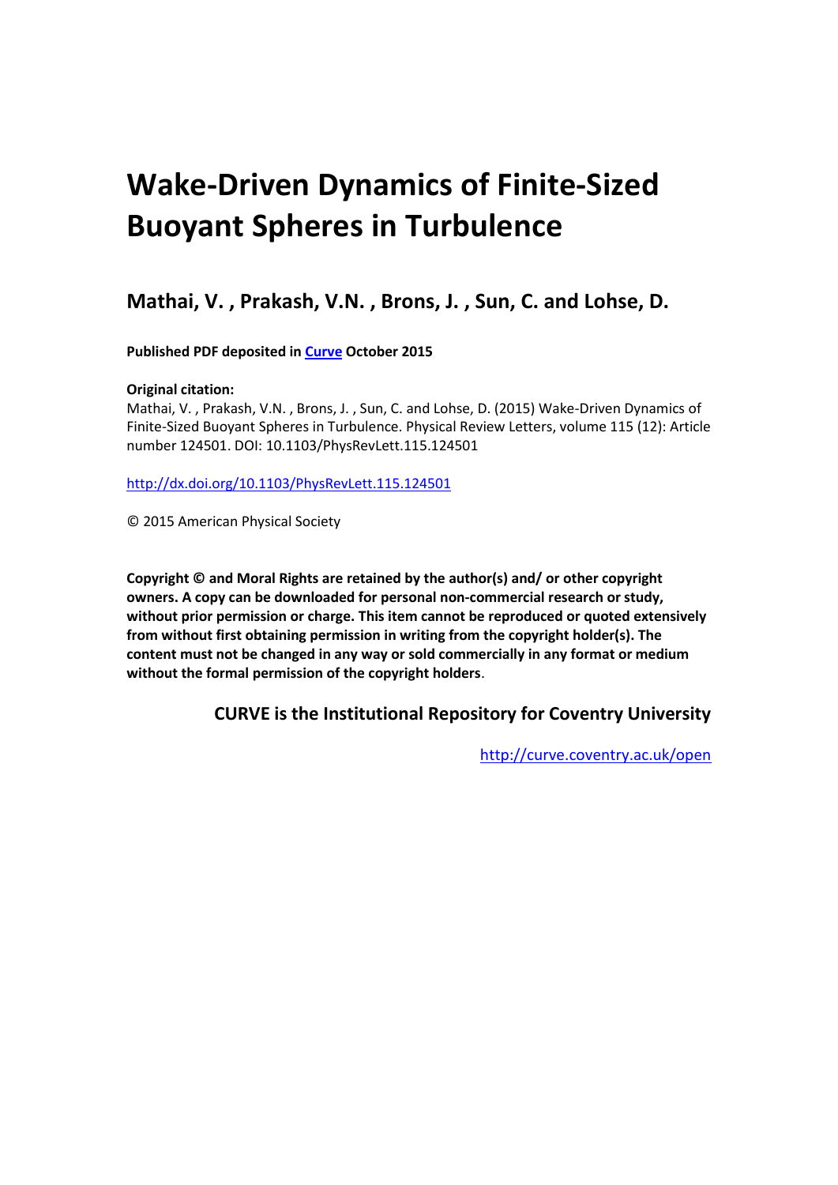# Wake-Driven Dynamics of Finite-Sized Buoyant Spheres in Turbulence

## Mathai, V. , Prakash, V.N. , Brons, J. , Sun, C. and Lohse, D.

**Published PDF deposited in [Curve](http://curve.coventry.ac.uk/open) October 2015**

**Original citation:**
Mathai, V. , Prakash, V.N. , Brons, J. , Sun, C. and Lohse, D. (2015) Wake-Driven Dynamics of Finite-Sized Buoyant Spheres in Turbulence. Physical Review Letters, volume 115 (12): Article number 124501. DOI: 10.1103/PhysRevLett.115.124501

http://dx.doi.org/10.1103/PhysRevLett.115.124501

© 2015 American Physical Society

**Copyright © and Moral Rights are retained by the author(s) and/ or other copyright owners. A copy can be downloaded for personal non-commercial research or study, without prior permission or charge. This item cannot be reproduced or quoted extensively from without first obtaining permission in writing from the copyright holder(s). The content must not be changed in any way or sold commercially in any format or medium without the formal permission of the copyright holders**.

**CURVE is the Institutional Repository for Coventry University**

http://curve.coventry.ac.uk/open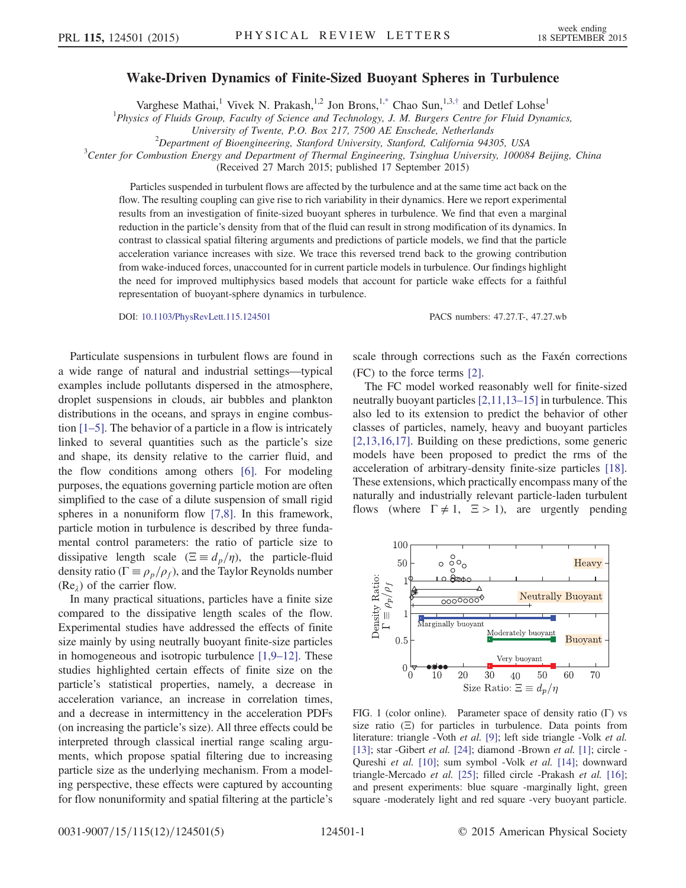# Wake-Driven Dynamics of Finite-Sized Buoyant Spheres in Turbulence

Varghese Mathai,[1] Vivek N. Prakash,[1,2] Jon Brons,[1,*] Chao Sun,[1,3,†] and Detlef Lohse[1]

[1]*Physics of Fluids Group, Faculty of Science and Technology, J. M. Burgers Centre for Fluid Dynamics, University of Twente, P.O. Box 217, 7500 AE Enschede, Netherlands*

[2]*Department of Bioengineering, Stanford University, Stanford, California 94305, USA*

[3]*Center for Combustion Energy and Department of Thermal Engineering, Tsinghua University, 100084 Beijing, China*

(Received 27 March 2015; published 17 September 2015)

Particles suspended in turbulent flows are affected by the turbulence and at the same time act back on the flow. The resulting coupling can give rise to rich variability in their dynamics. Here we report experimental results from an investigation of finite-sized buoyant spheres in turbulence. We find that even a marginal reduction in the particle's density from that of the fluid can result in strong modification of its dynamics. In contrast to classical spatial filtering arguments and predictions of particle models, we find that the particle acceleration variance increases with size. We trace this reversed trend back to the growing contribution from wake-induced forces, unaccounted for in current particle models in turbulence. Our findings highlight the need for improved multiphysics based models that account for particle wake effects for a faithful representation of buoyant-sphere dynamics in turbulence.

DOI: 10.1103/PhysRevLett.115.124501 PACS numbers: 47.27.T-, 47.27.wb

Particulate suspensions in turbulent flows are found in a wide range of natural and industrial settings—typical examples include pollutants dispersed in the atmosphere, droplet suspensions in clouds, air bubbles and plankton distributions in the oceans, and sprays in engine combustion [1–5]. The behavior of a particle in a flow is intricately linked to several quantities such as the particle's size and shape, its density relative to the carrier fluid, and the flow conditions among others [6]. For modeling purposes, the equations governing particle motion are often simplified to the case of a dilute suspension of small rigid spheres in a nonuniform flow [7,8]. In this framework, particle motion in turbulence is described by three fundamental control parameters: the ratio of particle size to dissipative length scale ($\Xi \equiv d_p/\eta$), the particle-fluid density ratio ($\Gamma \equiv \rho_p/\rho_f$), and the Taylor Reynolds number ($\mathrm{Re}_\lambda$) of the carrier flow.

In many practical situations, particles have a finite size compared to the dissipative length scales of the flow. Experimental studies have addressed the effects of finite size mainly by using neutrally buoyant finite-size particles in homogeneous and isotropic turbulence [1,9–12]. These studies highlighted certain effects of finite size on the particle's statistical properties, namely, a decrease in acceleration variance, an increase in correlation times, and a decrease in intermittency in the acceleration PDFs (on increasing the particle's size). All three effects could be interpreted through classical inertial range scaling arguments, which propose spatial filtering due to increasing particle size as the underlying mechanism. From a modeling perspective, these effects were captured by accounting for flow nonuniformity and spatial filtering at the particle's scale through corrections such as the Faxén corrections (FC) to the force terms [2].

The FC model worked reasonably well for finite-sized neutrally buoyant particles [2,11,13–15] in turbulence. This also led to its extension to predict the behavior of other classes of particles, namely, heavy and buoyant particles [2,13,16,17]. Building on these predictions, some generic models have been proposed to predict the rms of the acceleration of arbitrary-density finite-size particles [18]. These extensions, which practically encompass many of the naturally and industrially relevant particle-laden turbulent flows (where $\Gamma \neq 1$, $\Xi > 1$), are urgently pending

FIG. 1 (color online). Parameter space of density ratio ($\Gamma$) vs size ratio ($\Xi$) for particles in turbulence. Data points from literature: triangle -Voth *et al.* [9]; left side triangle -Volk *et al.* [13]; star -Gibert *et al.* [24]; diamond -Brown *et al.* [1]; circle -Qureshi *et al.* [10]; sum symbol -Volk *et al.* [14]; downward triangle-Mercado *et al.* [25]; filled circle -Prakash *et al.* [16]; and present experiments: blue square -marginally light, green square -moderately light and red square -very buoyant particle.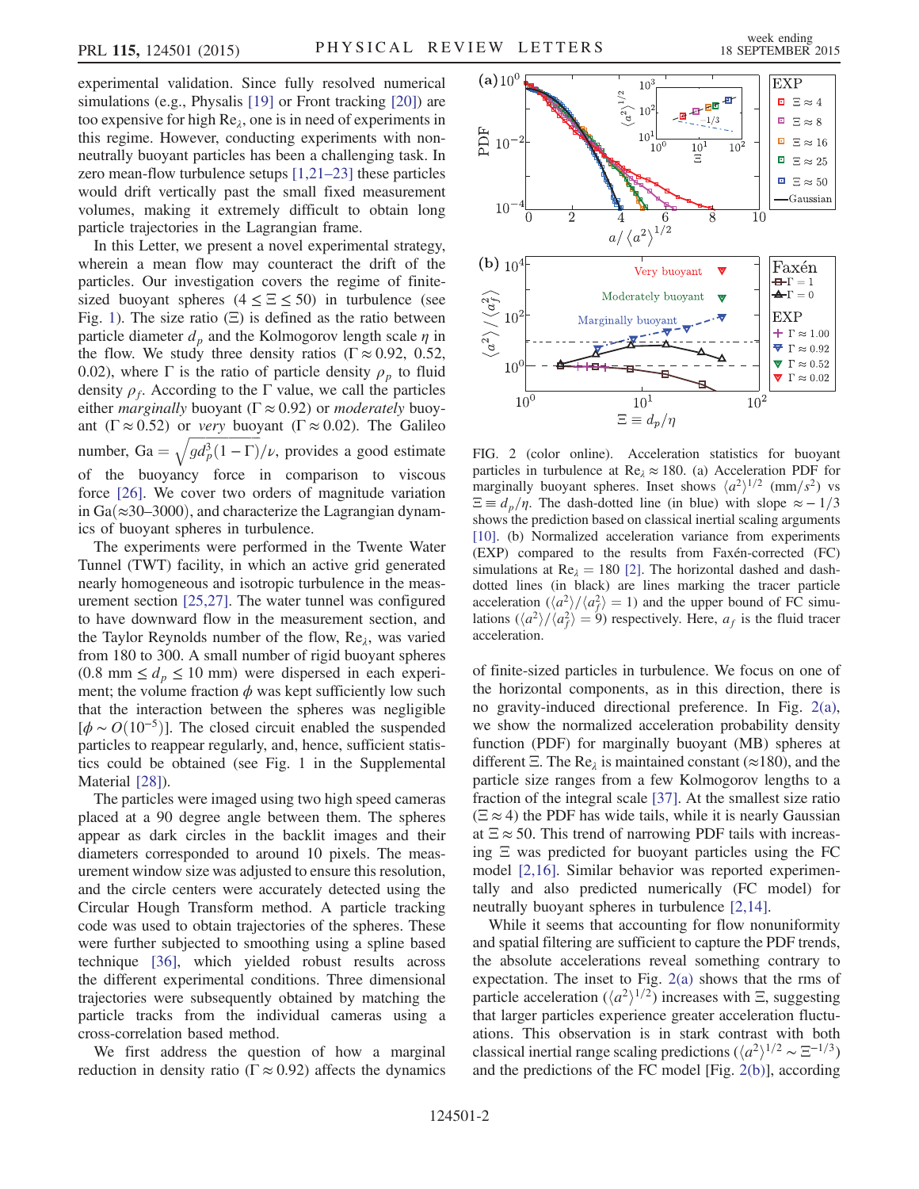experimental validation. Since fully resolved numerical simulations (e.g., Physalis [19] or Front tracking [20]) are too expensive for high $Re_\lambda$, one is in need of experiments in this regime. However, conducting experiments with non-neutrally buoyant particles has been a challenging task. In zero mean-flow turbulence setups [1,21–23] these particles would drift vertically past the small fixed measurement volumes, making it extremely difficult to obtain long particle trajectories in the Lagrangian frame.

In this Letter, we present a novel experimental strategy, wherein a mean flow may counteract the drift of the particles. Our investigation covers the regime of finite-sized buoyant spheres ($4 \leq \Xi \leq 50$) in turbulence (see Fig. 1). The size ratio ($\Xi$) is defined as the ratio between particle diameter $d_p$ and the Kolmogorov length scale $\eta$ in the flow. We study three density ratios ($\Gamma \approx 0.92$, 0.52, 0.02), where $\Gamma$ is the ratio of particle density $\rho_p$ to fluid density $\rho_f$. According to the $\Gamma$ value, we call the particles either *marginally* buoyant ($\Gamma \approx 0.92$) or *moderately* buoyant ($\Gamma \approx 0.52$) or *very* buoyant ($\Gamma \approx 0.02$). The Galileo number, $\mathrm{Ga} = \sqrt{g d_p^3 (1-\Gamma)}/\nu$, provides a good estimate of the buoyancy force in comparison to viscous force [26]. We cover two orders of magnitude variation in Ga($\approx$30–3000), and characterize the Lagrangian dynamics of buoyant spheres in turbulence.

The experiments were performed in the Twente Water Tunnel (TWT) facility, in which an active grid generated nearly homogeneous and isotropic turbulence in the measurement section [25,27]. The water tunnel was configured to have downward flow in the measurement section, and the Taylor Reynolds number of the flow, $Re_\lambda$, was varied from 180 to 300. A small number of rigid buoyant spheres ($0.8\ \mathrm{mm} \leq d_p \leq 10\ \mathrm{mm}$) were dispersed in each experiment; the volume fraction $\phi$ was kept sufficiently low such that the interaction between the spheres was negligible [$\phi \sim O(10^{-5})$]. The closed circuit enabled the suspended particles to reappear regularly, and, hence, sufficient statistics could be obtained (see Fig. 1 in the Supplemental Material [28]).

The particles were imaged using two high speed cameras placed at a 90 degree angle between them. The spheres appear as dark circles in the backlit images and their diameters corresponded to around 10 pixels. The measurement window size was adjusted to ensure this resolution, and the circle centers were accurately detected using the Circular Hough Transform method. A particle tracking code was used to obtain trajectories of the spheres. These were further subjected to smoothing using a spline based technique [36], which yielded robust results across the different experimental conditions. Three dimensional trajectories were subsequently obtained by matching the particle tracks from the individual cameras using a cross-correlation based method.

We first address the question of how a marginal reduction in density ratio ($\Gamma \approx 0.92$) affects the dynamics of finite-sized particles in turbulence. We focus on one of the horizontal components, as in this direction, there is no gravity-induced directional preference. In Fig. 2(a), we show the normalized acceleration probability density function (PDF) for marginally buoyant (MB) spheres at different $\Xi$. The $Re_\lambda$ is maintained constant ($\approx$180), and the particle size ranges from a few Kolmogorov lengths to a fraction of the integral scale [37]. At the smallest size ratio ($\Xi \approx 4$) the PDF has wide tails, while it is nearly Gaussian at $\Xi \approx 50$. This trend of narrowing PDF tails with increasing $\Xi$ was predicted for buoyant particles using the FC model [2,16]. Similar behavior was reported experimentally and also predicted numerically (FC model) for neutrally buoyant spheres in turbulence [2,14].

While it seems that accounting for flow nonuniformity and spatial filtering are sufficient to capture the PDF trends, the absolute accelerations reveal something contrary to expectation. The inset to Fig. 2(a) shows that the rms of particle acceleration ($\langle a^2 \rangle^{1/2}$) increases with $\Xi$, suggesting that larger particles experience greater acceleration fluctuations. This observation is in stark contrast with both classical inertial range scaling predictions ($\langle a^2 \rangle^{1/2} \sim \Xi^{-1/3}$) and the predictions of the FC model [Fig. 2(b)], according

FIG. 2 (color online). Acceleration statistics for buoyant particles in turbulence at $Re_\lambda \approx 180$. (a) Acceleration PDF for marginally buoyant spheres. Inset shows $\langle a^2 \rangle^{1/2}$ (mm/$s^2$) vs $\Xi \equiv d_p/\eta$. The dash-dotted line (in blue) with slope $\approx -1/3$ shows the prediction based on classical inertial scaling arguments [10]. (b) Normalized acceleration variance from experiments (EXP) compared to the results from Faxén-corrected (FC) simulations at $Re_\lambda = 180$ [2]. The horizontal dashed and dash-dotted lines (in black) are lines marking the tracer particle acceleration ($\langle a^2 \rangle / \langle a_f^2 \rangle = 1$) and the upper bound of FC simulations ($\langle a^2 \rangle / \langle a_f^2 \rangle = 9$) respectively. Here, $a_f$ is the fluid tracer acceleration.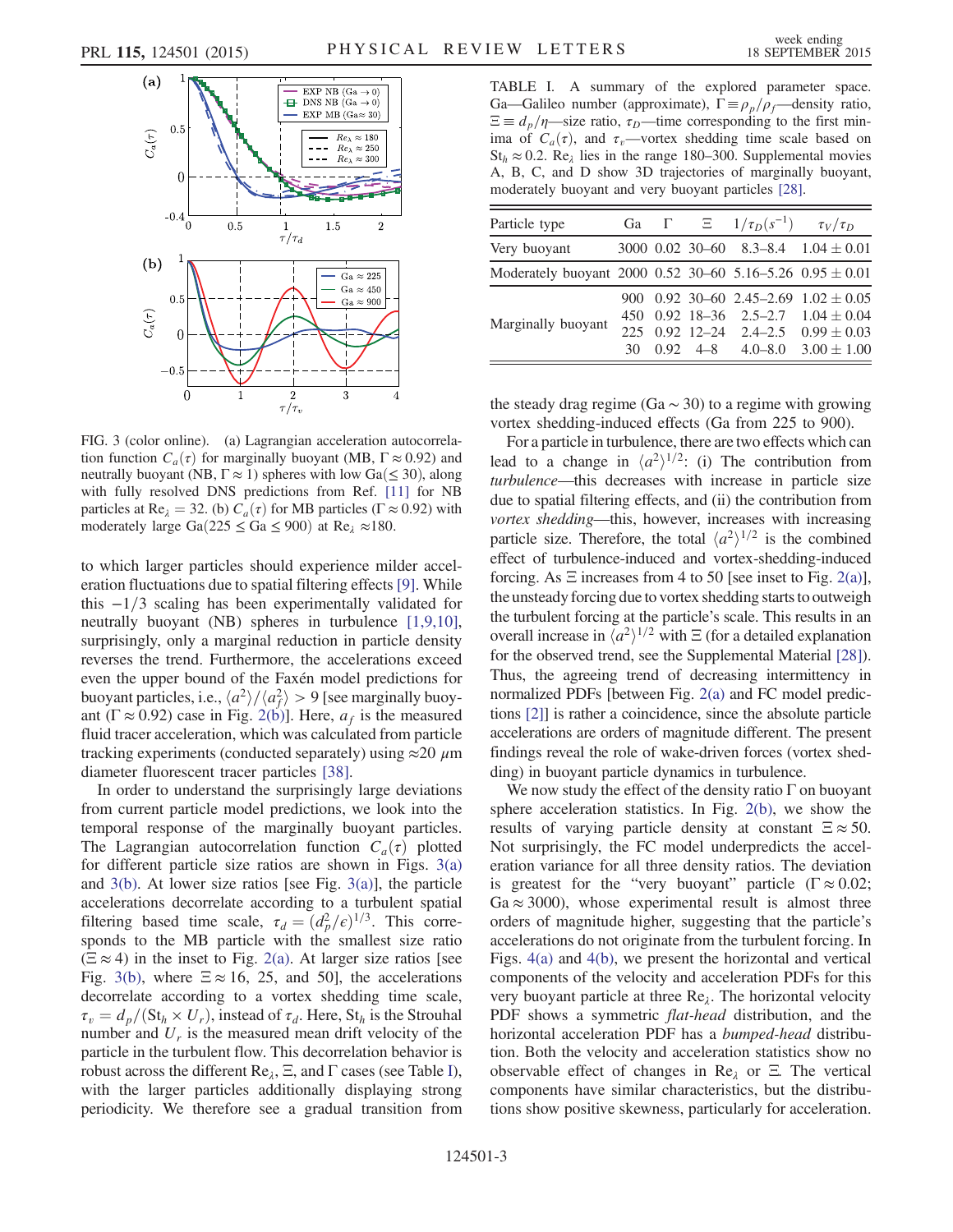FIG. 3 (color online). (a) Lagrangian acceleration autocorrelation function $C_a(\tau)$ for marginally buoyant (MB, $\Gamma \approx 0.92$) and neutrally buoyant (NB, $\Gamma \approx 1$) spheres with low Ga($\leq 30$), along with fully resolved DNS predictions from Ref. [11] for NB particles at $\mathrm{Re}_\lambda = 32$. (b) $C_a(\tau)$ for MB particles ($\Gamma \approx 0.92$) with moderately large Ga($225 \leq \mathrm{Ga} \leq 900$) at $\mathrm{Re}_\lambda \approx 180$.

to which larger particles should experience milder acceleration fluctuations due to spatial filtering effects [9]. While this $-1/3$ scaling has been experimentally validated for neutrally buoyant (NB) spheres in turbulence [1,9,10], surprisingly, only a marginal reduction in particle density reverses the trend. Furthermore, the accelerations exceed even the upper bound of the Faxén model predictions for buoyant particles, i.e., $\langle a^2 \rangle / \langle a_f^2 \rangle > 9$ [see marginally buoyant ($\Gamma \approx 0.92$) case in Fig. 2(b)]. Here, $a_f$ is the measured fluid tracer acceleration, which was calculated from particle tracking experiments (conducted separately) using $\approx 20$ $\mu$m diameter fluorescent tracer particles [38].

In order to understand the surprisingly large deviations from current particle model predictions, we look into the temporal response of the marginally buoyant particles. The Lagrangian autocorrelation function $C_a(\tau)$ plotted for different particle size ratios are shown in Figs. 3(a) and 3(b). At lower size ratios [see Fig. 3(a)], the particle accelerations decorrelate according to a turbulent spatial filtering based time scale, $\tau_d = (d_p^2/\epsilon)^{1/3}$. This corresponds to the MB particle with the smallest size ratio ($\Xi \approx 4$) in the inset to Fig. 2(a). At larger size ratios [see Fig. 3(b), where $\Xi \approx 16$, 25, and 50], the accelerations decorrelate according to a vortex shedding time scale, $\tau_v = d_p/(\mathrm{St}_h \times U_r)$, instead of $\tau_d$. Here, $\mathrm{St}_h$ is the Strouhal number and $U_r$ is the measured mean drift velocity of the particle in the turbulent flow. This decorrelation behavior is robust across the different $\mathrm{Re}_\lambda$, $\Xi$, and $\Gamma$ cases (see Table I), with the larger particles additionally displaying strong periodicity. We therefore see a gradual transition from the steady drag regime (Ga $\sim 30$) to a regime with growing vortex shedding-induced effects (Ga from 225 to 900).

TABLE I. A summary of the explored parameter space. Ga—Galileo number (approximate), $\Gamma \equiv \rho_p/\rho_f$—density ratio, $\Xi \equiv d_p/\eta$—size ratio, $\tau_D$—time corresponding to the first minima of $C_a(\tau)$, and $\tau_v$—vortex shedding time scale based on $\mathrm{St}_h \approx 0.2$. $\mathrm{Re}_\lambda$ lies in the range 180–300. Supplemental movies A, B, C, and D show 3D trajectories of marginally buoyant, moderately buoyant and very buoyant particles [28].

| Particle type | Ga | $\Gamma$ | $\Xi$ | $1/\tau_D (s^{-1})$ | $\tau_V/\tau_D$ |
|---|---|---|---|---|---|
| Very buoyant | 3000 | 0.02 | 30–60 | 8.3–8.4 | $1.04 \pm 0.01$ |
| Moderately buoyant | 2000 | 0.52 | 30–60 | 5.16–5.26 | $0.95 \pm 0.01$ |
| Marginally buoyant | 900 | 0.92 | 30–60 | 2.45–2.69 | $1.02 \pm 0.05$ |
| | 450 | 0.92 | 18–36 | 2.5–2.7 | $1.04 \pm 0.04$ |
| | 225 | 0.92 | 12–24 | 2.4–2.5 | $0.99 \pm 0.03$ |
| | 30 | 0.92 | 4–8 | 4.0–8.0 | $3.00 \pm 1.00$ |

For a particle in turbulence, there are two effects which can lead to a change in $\langle a^2 \rangle^{1/2}$: (i) The contribution from *turbulence*—this decreases with increase in particle size due to spatial filtering effects, and (ii) the contribution from *vortex shedding*—this, however, increases with increasing particle size. Therefore, the total $\langle a^2 \rangle^{1/2}$ is the combined effect of turbulence-induced and vortex-shedding-induced forcing. As $\Xi$ increases from 4 to 50 [see inset to Fig. 2(a)], the unsteady forcing due to vortex shedding starts to outweigh the turbulent forcing at the particle's scale. This results in an overall increase in $\langle a^2 \rangle^{1/2}$ with $\Xi$ (for a detailed explanation for the observed trend, see the Supplemental Material [28]). Thus, the agreeing trend of decreasing intermittency in normalized PDFs [between Fig. 2(a) and FC model predictions [2]] is rather a coincidence, since the absolute particle accelerations are orders of magnitude different. The present findings reveal the role of wake-driven forces (vortex shedding) in buoyant particle dynamics in turbulence.

We now study the effect of the density ratio $\Gamma$ on buoyant sphere acceleration statistics. In Fig. 2(b), we show the results of varying particle density at constant $\Xi \approx 50$. Not surprisingly, the FC model underpredicts the acceleration variance for all three density ratios. The deviation is greatest for the "very buoyant" particle ($\Gamma \approx 0.02$; Ga $\approx 3000$), whose experimental result is almost three orders of magnitude higher, suggesting that the particle's accelerations do not originate from the turbulent forcing. In Figs. 4(a) and 4(b), we present the horizontal and vertical components of the velocity and acceleration PDFs for this very buoyant particle at three $\mathrm{Re}_\lambda$. The horizontal velocity PDF shows a symmetric *flat-head* distribution, and the horizontal acceleration PDF has a *bumped-head* distribution. Both the velocity and acceleration statistics show no observable effect of changes in $\mathrm{Re}_\lambda$ or $\Xi$. The vertical components have similar characteristics, but the distributions show positive skewness, particularly for acceleration.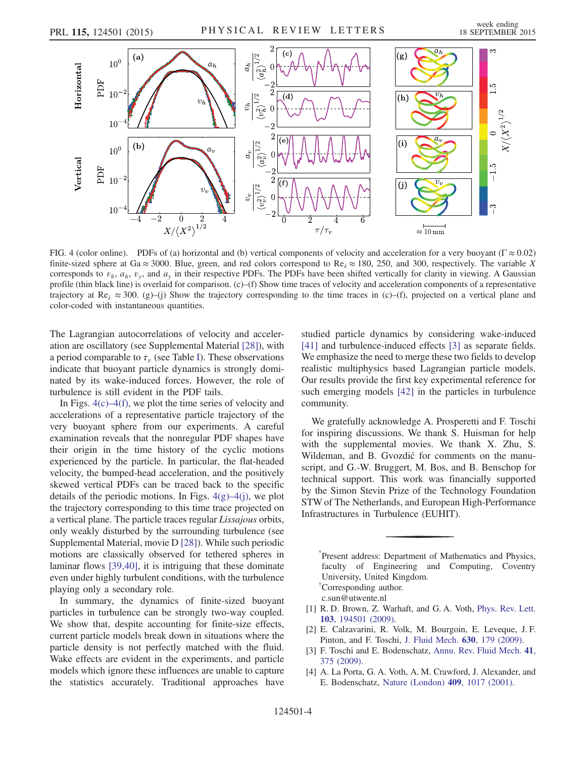Horizontal

PDF

(a)

$10^0$

$10^{-2}$

$10^{-4}$

$a_h$

$v_h$

Vertical

PDF

(b)

$10^0$

$10^{-2}$

$10^{-4}$

$a_v$

$v_v$

−4 −2 0 2 4

$X/\langle X^2\rangle^{1/2}$

(c) $\frac{a_h}{\langle a_h^2\rangle^{1/2}}$ 2 0 −2

(d) $\frac{v_h}{\langle v_h^2\rangle^{1/2}}$ 2 0 −2

(e) $\frac{a_v}{\langle a_v^2\rangle^{1/2}}$ 2 0 −2

(f) $\frac{v_v}{\langle v_v^2\rangle^{1/2}}$ 2 0 −2

0 2 4 6

$\tau/\tau_v$

(g) $a_h$

(h) $v_h$

(i) $a_v$

(j) $v_v$

$\approx 10$ mm

3 1.5 0 −1.5 −3

$X/\langle X^2\rangle^{1/2}$

FIG. 4 (color online). PDFs of (a) horizontal and (b) vertical components of velocity and acceleration for a very buoyant ($\Gamma \approx 0.02$) finite-sized sphere at Ga $\approx$ 3000. Blue, green, and red colors correspond to $Re_\lambda \approx 180$, 250, and 300, respectively. The variable $X$ corresponds to $v_h$, $a_h$, $v_y$, and $a_y$ in their respective PDFs. The PDFs have been shifted vertically for clarity in viewing. A Gaussian profile (thin black line) is overlaid for comparison. (c)–(f) Show time traces of velocity and acceleration components of a representative trajectory at $Re_\lambda \approx 300$. (g)–(j) Show the trajectory corresponding to the time traces in (c)–(f), projected on a vertical plane and color-coded with instantaneous quantities.

The Lagrangian autocorrelations of velocity and acceleration are oscillatory (see Supplemental Material [28]), with a period comparable to $\tau_v$ (see Table I). These observations indicate that buoyant particle dynamics is strongly dominated by its wake-induced forces. However, the role of turbulence is still evident in the PDF tails.

In Figs. 4(c)–4(f), we plot the time series of velocity and accelerations of a representative particle trajectory of the very buoyant sphere from our experiments. A careful examination reveals that the nonregular PDF shapes have their origin in the time history of the cyclic motions experienced by the particle. In particular, the flat-headed velocity, the bumped-head acceleration, and the positively skewed vertical PDFs can be traced back to the specific details of the periodic motions. In Figs. 4(g)–4(j), we plot the trajectory corresponding to this time trace projected on a vertical plane. The particle traces regular *Lissajous* orbits, only weakly disturbed by the surrounding turbulence (see Supplemental Material, movie D [28]). While such periodic motions are classically observed for tethered spheres in laminar flows [39,40], it is intriguing that these dominate even under highly turbulent conditions, with the turbulence playing only a secondary role.

In summary, the dynamics of finite-sized buoyant particles in turbulence can be strongly two-way coupled. We show that, despite accounting for finite-size effects, current particle models break down in situations where the particle density is not perfectly matched with the fluid. Wake effects are evident in the experiments, and particle models which ignore these influences are unable to capture the statistics accurately. Traditional approaches have studied particle dynamics by considering wake-induced [41] and turbulence-induced effects [3] as separate fields. We emphasize the need to merge these two fields to develop realistic multiphysics based Lagrangian particle models. Our results provide the first key experimental reference for such emerging models [42] in the particles in turbulence community.

We gratefully acknowledge A. Prosperetti and F. Toschi for inspiring discussions. We thank S. Huisman for help with the supplemental movies. We thank X. Zhu, S. Wildeman, and B. Gvozdić for comments on the manuscript, and G.-W. Bruggert, M. Bos, and B. Benschop for technical support. This work was financially supported by the Simon Stevin Prize of the Technology Foundation STW of The Netherlands, and European High-Performance Infrastructures in Turbulence (EUHIT).

[*] Present address: Department of Mathematics and Physics, faculty of Engineering and Computing, Coventry University, United Kingdom.

[†] Corresponding author.
c.sun@utwente.nl

[1] R. D. Brown, Z. Warhaft, and G. A. Voth, Phys. Rev. Lett. **103**, 194501 (2009).

[2] E. Calzavarini, R. Volk, M. Bourgoin, E. Leveque, J. F. Pinton, and F. Toschi, J. Fluid Mech. **630**, 179 (2009).

[3] F. Toschi and E. Bodenschatz, Annu. Rev. Fluid Mech. **41**, 375 (2009).

[4] A. La Porta, G. A. Voth, A. M. Crawford, J. Alexander, and E. Bodenschatz, Nature (London) **409**, 1017 (2001).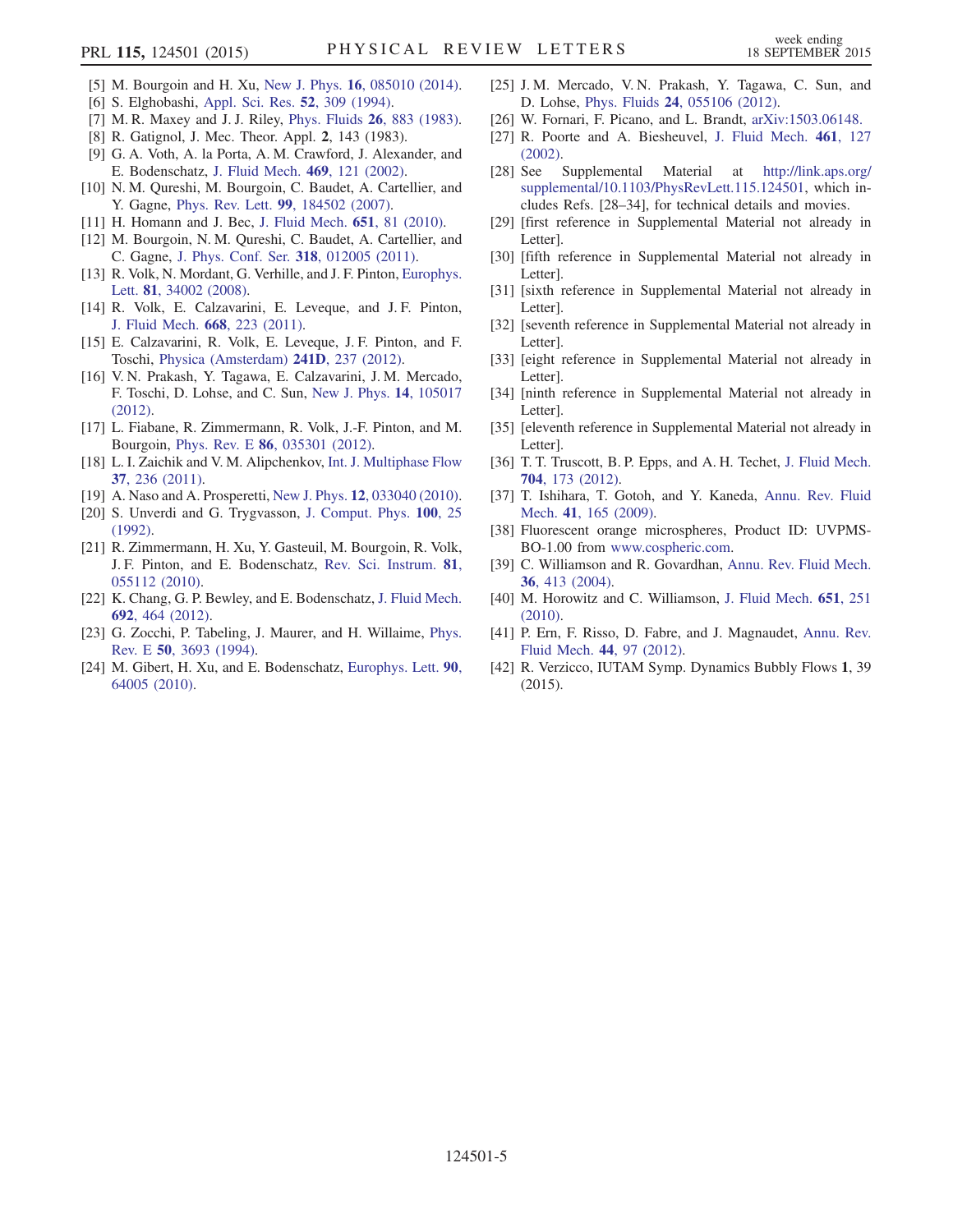[5] M. Bourgoin and H. Xu, New J. Phys. **16**, 085010 (2014).

[6] S. Elghobashi, Appl. Sci. Res. **52**, 309 (1994).

[7] M. R. Maxey and J. J. Riley, Phys. Fluids **26**, 883 (1983).

[8] R. Gatignol, J. Mec. Theor. Appl. **2**, 143 (1983).

[9] G. A. Voth, A. la Porta, A. M. Crawford, J. Alexander, and E. Bodenschatz, J. Fluid Mech. **469**, 121 (2002).

[10] N. M. Qureshi, M. Bourgoin, C. Baudet, A. Cartellier, and Y. Gagne, Phys. Rev. Lett. **99**, 184502 (2007).

[11] H. Homann and J. Bec, J. Fluid Mech. **651**, 81 (2010).

[12] M. Bourgoin, N. M. Qureshi, C. Baudet, A. Cartellier, and C. Gagne, J. Phys. Conf. Ser. **318**, 012005 (2011).

[13] R. Volk, N. Mordant, G. Verhille, and J. F. Pinton, Europhys. Lett. **81**, 34002 (2008).

[14] R. Volk, E. Calzavarini, E. Leveque, and J. F. Pinton, J. Fluid Mech. **668**, 223 (2011).

[15] E. Calzavarini, R. Volk, E. Leveque, J. F. Pinton, and F. Toschi, Physica (Amsterdam) **241D**, 237 (2012).

[16] V. N. Prakash, Y. Tagawa, E. Calzavarini, J. M. Mercado, F. Toschi, D. Lohse, and C. Sun, New J. Phys. **14**, 105017 (2012).

[17] L. Fiabane, R. Zimmermann, R. Volk, J.-F. Pinton, and M. Bourgoin, Phys. Rev. E **86**, 035301 (2012).

[18] L. I. Zaichik and V. M. Alipchenkov, Int. J. Multiphase Flow **37**, 236 (2011).

[19] A. Naso and A. Prosperetti, New J. Phys. **12**, 033040 (2010).

[20] S. Unverdi and G. Trygvasson, J. Comput. Phys. **100**, 25 (1992).

[21] R. Zimmermann, H. Xu, Y. Gasteuil, M. Bourgoin, R. Volk, J. F. Pinton, and E. Bodenschatz, Rev. Sci. Instrum. **81**, 055112 (2010).

[22] K. Chang, G. P. Bewley, and E. Bodenschatz, J. Fluid Mech. **692**, 464 (2012).

[23] G. Zocchi, P. Tabeling, J. Maurer, and H. Willaime, Phys. Rev. E **50**, 3693 (1994).

[24] M. Gibert, H. Xu, and E. Bodenschatz, Europhys. Lett. **90**, 64005 (2010).

[25] J. M. Mercado, V. N. Prakash, Y. Tagawa, C. Sun, and D. Lohse, Phys. Fluids **24**, 055106 (2012).

[26] W. Fornari, F. Picano, and L. Brandt, arXiv:1503.06148.

[27] R. Poorte and A. Biesheuvel, J. Fluid Mech. **461**, 127 (2002).

[28] See Supplemental Material at http://link.aps.org/supplemental/10.1103/PhysRevLett.115.124501, which includes Refs. [28–34], for technical details and movies.

[29] [first reference in Supplemental Material not already in Letter].

[30] [fifth reference in Supplemental Material not already in Letter].

[31] [sixth reference in Supplemental Material not already in Letter].

[32] [seventh reference in Supplemental Material not already in Letter].

[33] [eight reference in Supplemental Material not already in Letter].

[34] [ninth reference in Supplemental Material not already in Letter].

[35] [eleventh reference in Supplemental Material not already in Letter].

[36] T. T. Truscott, B. P. Epps, and A. H. Techet, J. Fluid Mech. **704**, 173 (2012).

[37] T. Ishihara, T. Gotoh, and Y. Kaneda, Annu. Rev. Fluid Mech. **41**, 165 (2009).

[38] Fluorescent orange microspheres, Product ID: UVPMS-BO-1.00 from www.cospheric.com.

[39] C. Williamson and R. Govardhan, Annu. Rev. Fluid Mech. **36**, 413 (2004).

[40] M. Horowitz and C. Williamson, J. Fluid Mech. **651**, 251 (2010).

[41] P. Ern, F. Risso, D. Fabre, and J. Magnaudet, Annu. Rev. Fluid Mech. **44**, 97 (2012).

[42] R. Verzicco, IUTAM Symp. Dynamics Bubbly Flows **1**, 39 (2015).